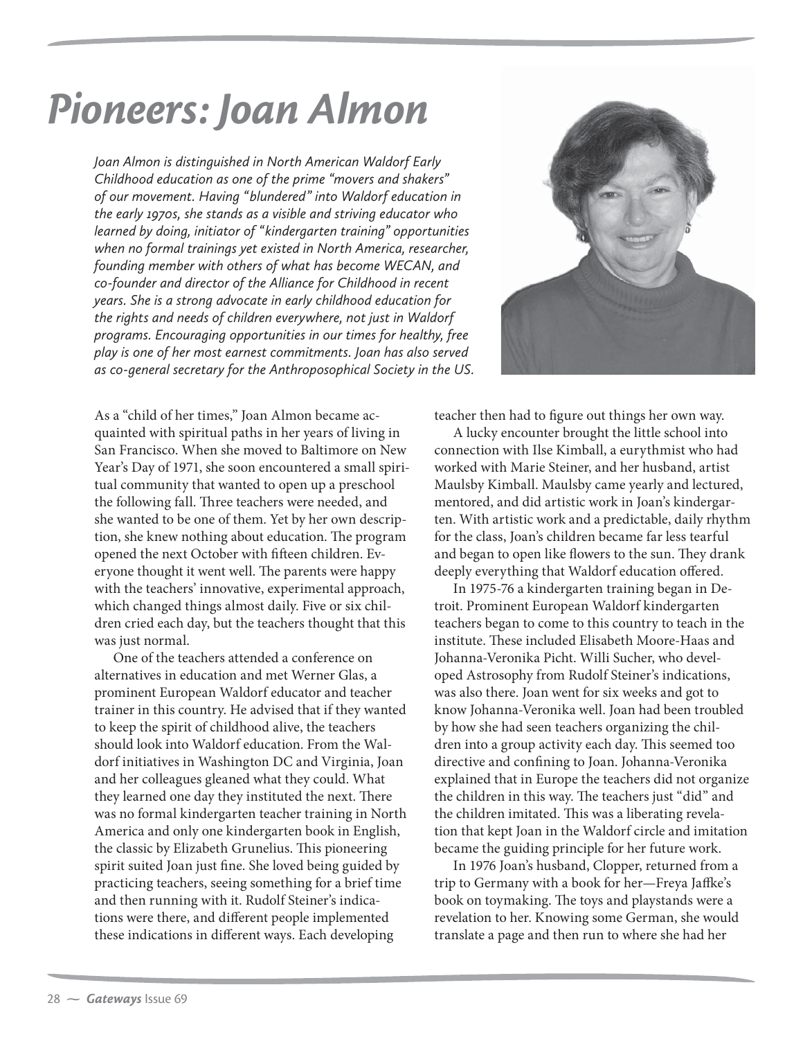# Pioneers: Joan Almon

*Joan Almon is distinguished in North American Waldorf Early Childhood education as one of the prime "movers and shakers" of our movement. Having "blundered" into Waldorf education in the early 1970s, she stands as a visible and striving educator who learned by doing, initiator of "kindergarten training" opportunities when no formal trainings yet existed in North America, researcher, founding member with others of what has become WECAN, and co-founder and director of the Alliance for Childhood in recent years. She is a strong advocate in early childhood education for the rights and needs of children everywhere, not just in Waldorf programs. Encouraging opportunities in our times for healthy, free play is one of her most earnest commitments. Joan has also served as co-general secretary for the Anthroposophical Society in the US.*

As a "child of her times," Joan Almon became acquainted with spiritual paths in her years of living in San Francisco. When she moved to Baltimore on New Year's Day of 1971, she soon encountered a small spiritual community that wanted to open up a preschool the following fall. Three teachers were needed, and she wanted to be one of them. Yet by her own description, she knew nothing about education. The program opened the next October with fifteen children. Everyone thought it went well. The parents were happy with the teachers' innovative, experimental approach, which changed things almost daily. Five or six children cried each day, but the teachers thought that this was just normal.

One of the teachers attended a conference on alternatives in education and met Werner Glas, a prominent European Waldorf educator and teacher trainer in this country. He advised that if they wanted to keep the spirit of childhood alive, the teachers should look into Waldorf education. From the Waldorf initiatives in Washington DC and Virginia, Joan and her colleagues gleaned what they could. What they learned one day they instituted the next. There was no formal kindergarten teacher training in North America and only one kindergarten book in English, the classic by Elizabeth Grunelius. This pioneering spirit suited Joan just fine. She loved being guided by practicing teachers, seeing something for a brief time and then running with it. Rudolf Steiner's indications were there, and different people implemented these indications in different ways. Each developing teacher then had to figure out things her own way.

A lucky encounter brought the little school into connection with Ilse Kimball, a eurythmist who had worked with Marie Steiner, and her husband, artist Maulsby Kimball. Maulsby came yearly and lectured, mentored, and did artistic work in Joan's kindergarten. With artistic work and a predictable, daily rhythm for the class, Joan's children became far less tearful and began to open like flowers to the sun. They drank deeply everything that Waldorf education offered.

In 1975-76 a kindergarten training began in Detroit. Prominent European Waldorf kindergarten teachers began to come to this country to teach in the institute. These included Elisabeth Moore-Haas and Johanna-Veronika Picht. Willi Sucher, who developed Astrosophy from Rudolf Steiner's indications, was also there. Joan went for six weeks and got to know Johanna-Veronika well. Joan had been troubled by how she had seen teachers organizing the children into a group activity each day. This seemed too directive and confining to Joan. Johanna-Veronika explained that in Europe the teachers did not organize the children in this way. The teachers just "did" and the children imitated. This was a liberating revelation that kept Joan in the Waldorf circle and imitation became the guiding principle for her future work.

In 1976 Joan's husband, Clopper, returned from a trip to Germany with a book for her—Freya Jaffke's book on toymaking. The toys and playstands were a revelation to her. Knowing some German, she would translate a page and then run to where she had her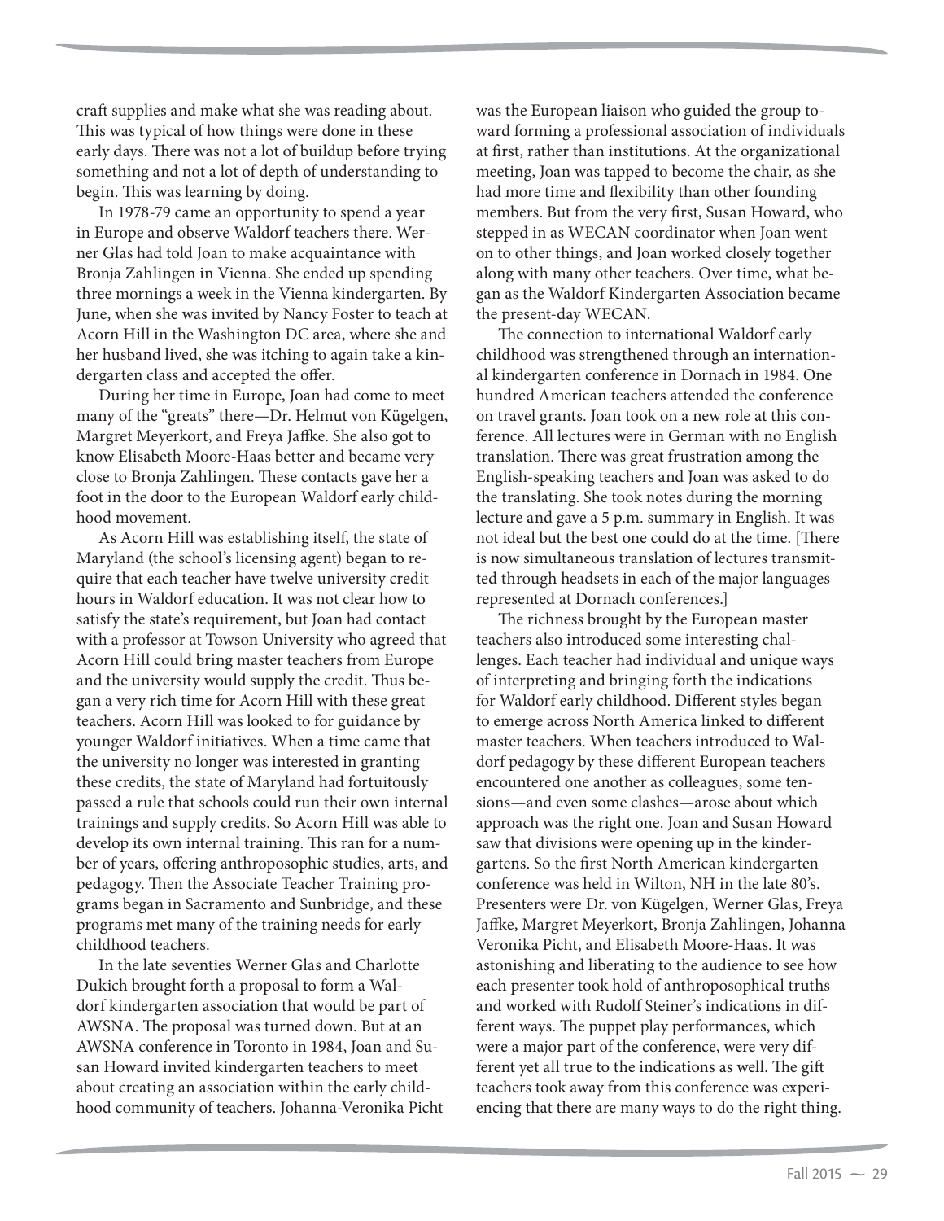craft supplies and make what she was reading about. This was typical of how things were done in these early days. There was not a lot of buildup before trying something and not a lot of depth of understanding to begin. This was learning by doing.

In 1978-79 came an opportunity to spend a year in Europe and observe Waldorf teachers there. Werner Glas had told Joan to make acquaintance with Bronja Zahlingen in Vienna. She ended up spending three mornings a week in the Vienna kindergarten. By June, when she was invited by Nancy Foster to teach at Acorn Hill in the Washington DC area, where she and her husband lived, she was itching to again take a kindergarten class and accepted the offer.

During her time in Europe, Joan had come to meet many of the "greats" there—Dr. Helmut von Kügelgen, Margret Meyerkort, and Freya Jaffke. She also got to know Elisabeth Moore-Haas better and became very close to Bronja Zahlingen. These contacts gave her a foot in the door to the European Waldorf early childhood movement.

As Acorn Hill was establishing itself, the state of Maryland (the school's licensing agent) began to require that each teacher have twelve university credit hours in Waldorf education. It was not clear how to satisfy the state's requirement, but Joan had contact with a professor at Towson University who agreed that Acorn Hill could bring master teachers from Europe and the university would supply the credit. Thus began a very rich time for Acorn Hill with these great teachers. Acorn Hill was looked to for guidance by younger Waldorf initiatives. When a time came that the university no longer was interested in granting these credits, the state of Maryland had fortuitously passed a rule that schools could run their own internal trainings and supply credits. So Acorn Hill was able to develop its own internal training. This ran for a number of years, offering anthroposophic studies, arts, and pedagogy. Then the Associate Teacher Training programs began in Sacramento and Sunbridge, and these programs met many of the training needs for early childhood teachers.

In the late seventies Werner Glas and Charlotte Dukich brought forth a proposal to form a Waldorf kindergarten association that would be part of AWSNA. The proposal was turned down. But at an AWSNA conference in Toronto in 1984, Joan and Susan Howard invited kindergarten teachers to meet about creating an association within the early childhood community of teachers. Johanna-Veronika Picht was the European liaison who guided the group toward forming a professional association of individuals at first, rather than institutions. At the organizational meeting, Joan was tapped to become the chair, as she had more time and flexibility than other founding members. But from the very first, Susan Howard, who stepped in as WECAN coordinator when Joan went on to other things, and Joan worked closely together along with many other teachers. Over time, what began as the Waldorf Kindergarten Association became the present-day WECAN.

The connection to international Waldorf early childhood was strengthened through an international kindergarten conference in Dornach in 1984. One hundred American teachers attended the conference on travel grants. Joan took on a new role at this conference. All lectures were in German with no English translation. There was great frustration among the English-speaking teachers and Joan was asked to do the translating. She took notes during the morning lecture and gave a 5 p.m. summary in English. It was not ideal but the best one could do at the time. [There is now simultaneous translation of lectures transmitted through headsets in each of the major languages represented at Dornach conferences.]

The richness brought by the European master teachers also introduced some interesting challenges. Each teacher had individual and unique ways of interpreting and bringing forth the indications for Waldorf early childhood. Different styles began to emerge across North America linked to different master teachers. When teachers introduced to Waldorf pedagogy by these different European teachers encountered one another as colleagues, some tensions—and even some clashes—arose about which approach was the right one. Joan and Susan Howard saw that divisions were opening up in the kindergartens. So the first North American kindergarten conference was held in Wilton, NH in the late 80's. Presenters were Dr. von Kügelgen, Werner Glas, Freya Jaffke, Margret Meyerkort, Bronja Zahlingen, Johanna Veronika Picht, and Elisabeth Moore-Haas. It was astonishing and liberating to the audience to see how each presenter took hold of anthroposophical truths and worked with Rudolf Steiner's indications in different ways. The puppet play performances, which were a major part of the conference, were very different yet all true to the indications as well. The gift teachers took away from this conference was experiencing that there are many ways to do the right thing.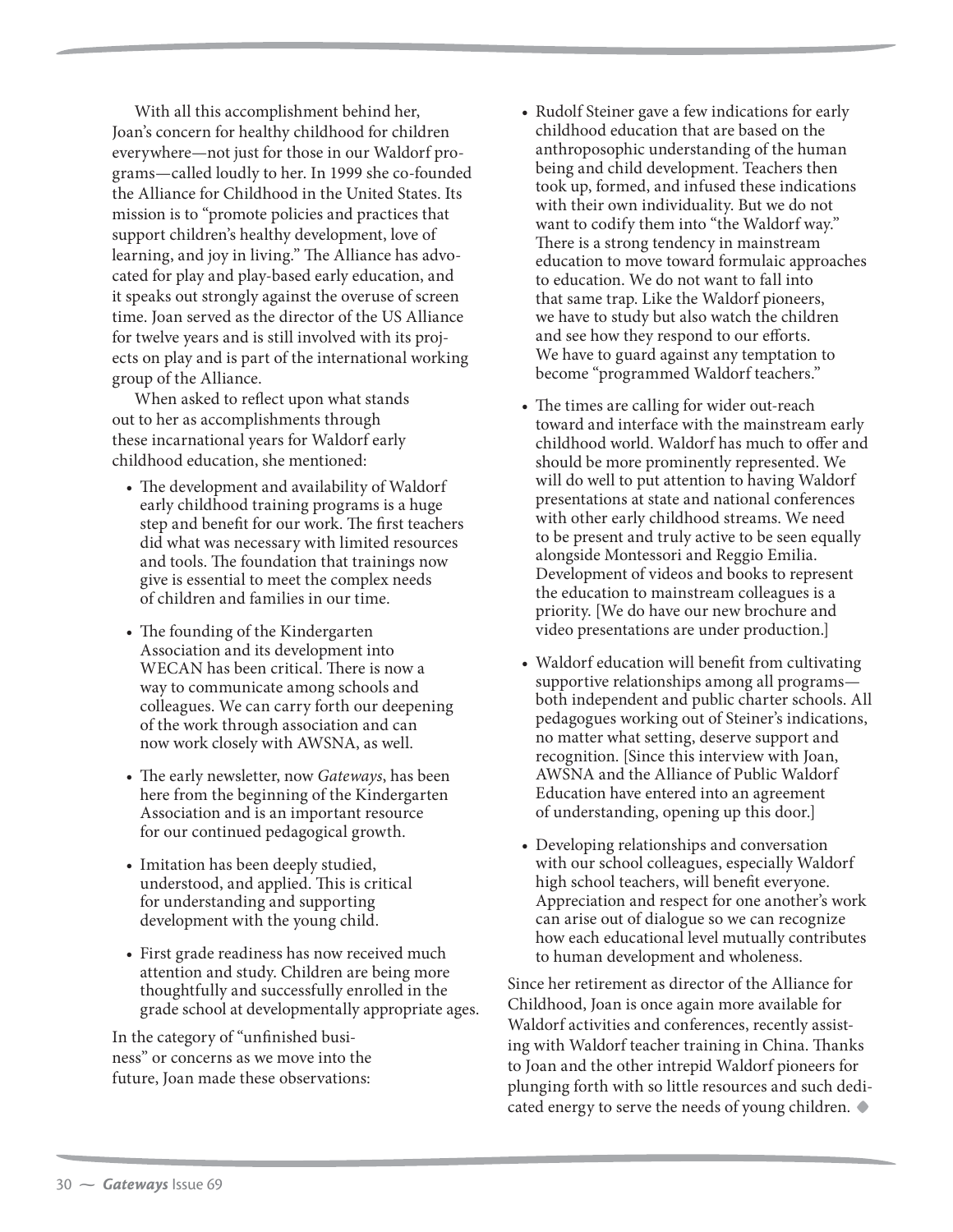With all this accomplishment behind her, Joan's concern for healthy childhood for children everywhere—not just for those in our Waldorf programs—called loudly to her. In 1999 she co-founded the Alliance for Childhood in the United States. Its mission is to "promote policies and practices that support children's healthy development, love of learning, and joy in living." The Alliance has advocated for play and play-based early education, and it speaks out strongly against the overuse of screen time. Joan served as the director of the US Alliance for twelve years and is still involved with its projects on play and is part of the international working group of the Alliance.

When asked to reflect upon what stands out to her as accomplishments through these incarnational years for Waldorf early childhood education, she mentioned:

- The development and availability of Waldorf early childhood training programs is a huge step and benefit for our work. The first teachers did what was necessary with limited resources and tools. The foundation that trainings now give is essential to meet the complex needs of children and families in our time.
- The founding of the Kindergarten Association and its development into WECAN has been critical. There is now a way to communicate among schools and colleagues. We can carry forth our deepening of the work through association and can now work closely with AWSNA, as well.
- The early newsletter, now *Gateways*, has been here from the beginning of the Kindergarten Association and is an important resource for our continued pedagogical growth.
- Imitation has been deeply studied, understood, and applied. This is critical for understanding and supporting development with the young child.
- First grade readiness has now received much attention and study. Children are being more thoughtfully and successfully enrolled in the grade school at developmentally appropriate ages.

In the category of "unfinished business" or concerns as we move into the future, Joan made these observations:

- Rudolf Steiner gave a few indications for early childhood education that are based on the anthroposophic understanding of the human being and child development. Teachers then took up, formed, and infused these indications with their own individuality. But we do not want to codify them into "the Waldorf way." There is a strong tendency in mainstream education to move toward formulaic approaches to education. We do not want to fall into that same trap. Like the Waldorf pioneers, we have to study but also watch the children and see how they respond to our efforts. We have to guard against any temptation to become "programmed Waldorf teachers."
- The times are calling for wider out-reach toward and interface with the mainstream early childhood world. Waldorf has much to offer and should be more prominently represented. We will do well to put attention to having Waldorf presentations at state and national conferences with other early childhood streams. We need to be present and truly active to be seen equally alongside Montessori and Reggio Emilia. Development of videos and books to represent the education to mainstream colleagues is a priority. [We do have our new brochure and video presentations are under production.]
- Waldorf education will benefit from cultivating supportive relationships among all programs—both independent and public charter schools. All pedagogues working out of Steiner's indications, no matter what setting, deserve support and recognition. [Since this interview with Joan, AWSNA and the Alliance of Public Waldorf Education have entered into an agreement of understanding, opening up this door.]
- Developing relationships and conversation with our school colleagues, especially Waldorf high school teachers, will benefit everyone. Appreciation and respect for one another's work can arise out of dialogue so we can recognize how each educational level mutually contributes to human development and wholeness.

Since her retirement as director of the Alliance for Childhood, Joan is once again more available for Waldorf activities and conferences, recently assisting with Waldorf teacher training in China. Thanks to Joan and the other intrepid Waldorf pioneers for plunging forth with so little resources and such dedicated energy to serve the needs of young children. ◆